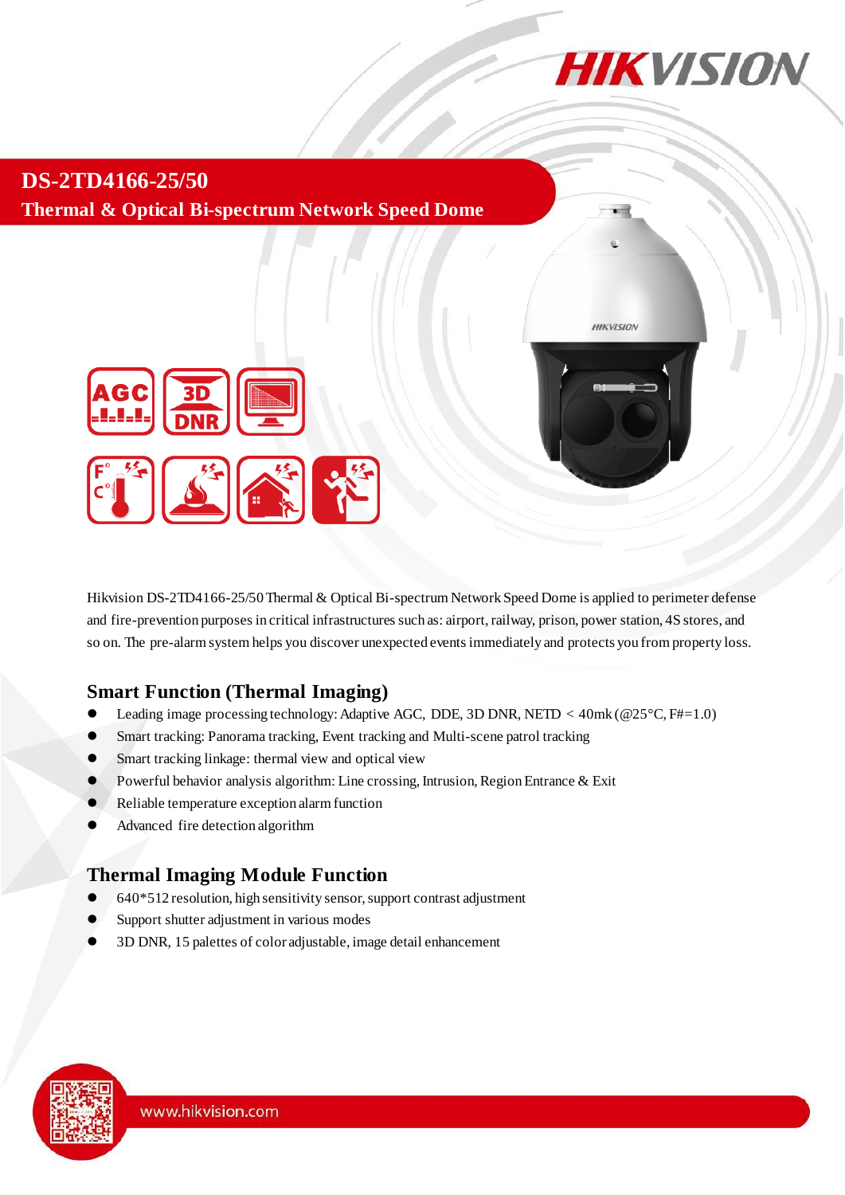# DS-2TD4166-25/50

## Thermal & Optical Bi-spectrum Network Speed Dome

Hikvision DS-2TD4166-25/50 Thermal & Optical Bi-spectrum Network Speed Dome is applied to perimeter defense and fire-prevention purposes in critical infrastructures such as: airport, railway, prison, power station, 4S stores, and so on. The pre-alarm system helps you discover unexpected events immediately and protects you from property loss.

### Smart Function (Thermal Imaging)

- Leading image processing technology: Adaptive AGC, DDE, 3D DNR, NETD < 40mk (@25°C, F#=1.0)
- Smart tracking: Panorama tracking, Event tracking and Multi-scene patrol tracking
- Smart tracking linkage: thermal view and optical view
- Powerful behavior analysis algorithm: Line crossing, Intrusion, Region Entrance & Exit
- Reliable temperature exception alarm function
- Advanced fire detection algorithm

### Thermal Imaging Module Function

- 640*512 resolution, high sensitivity sensor, support contrast adjustment
- Support shutter adjustment in various modes
- 3D DNR, 15 palettes of color adjustable, image detail enhancement

www.hikvision.com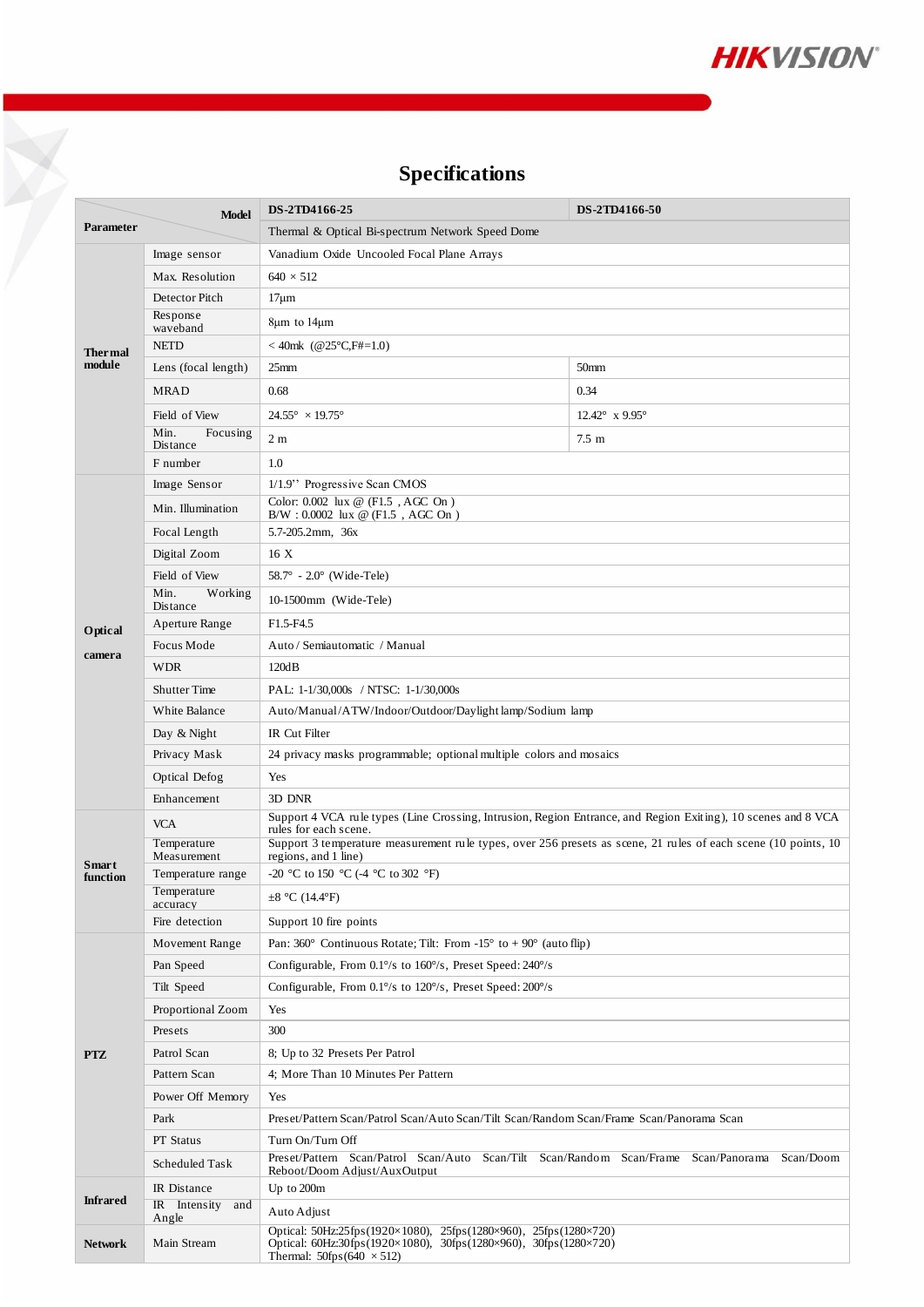# Specifications

| Parameter | Model | DS-2TD4166-25 | DS-2TD4166-50 |
|---|---|---|---|
| | | Thermal & Optical Bi-spectrum Network Speed Dome | |
| Thermal module | Image sensor | Vanadium Oxide Uncooled Focal Plane Arrays | |
| | Max. Resolution | 640 × 512 | |
| | Detector Pitch | 17μm | |
| | Response waveband | 8μm to 14μm | |
| | NETD | < 40mk (@25°C,F#=1.0) | |
| | Lens (focal length) | 25mm | 50mm |
| | MRAD | 0.68 | 0.34 |
| | Field of View | 24.55° × 19.75° | 12.42° x 9.95° |
| | Min. Focusing Distance | 2 m | 7.5 m |
| | F number | 1.0 | |
| Optical camera | Image Sensor | 1/1.9'' Progressive Scan CMOS | |
| | Min. Illumination | Color: 0.002 lux @ (F1.5 , AGC On )<br>B/W : 0.0002 lux @ (F1.5 , AGC On ) | |
| | Focal Length | 5.7-205.2mm, 36x | |
| | Digital Zoom | 16 X | |
| | Field of View | 58.7° - 2.0° (Wide-Tele) | |
| | Min. Working Distance | 10-1500mm (Wide-Tele) | |
| | Aperture Range | F1.5-F4.5 | |
| | Focus Mode | Auto / Semiautomatic / Manual | |
| | WDR | 120dB | |
| | Shutter Time | PAL: 1-1/30,000s / NTSC: 1-1/30,000s | |
| | White Balance | Auto/Manual/ATW/Indoor/Outdoor/Daylight lamp/Sodium lamp | |
| | Day & Night | IR Cut Filter | |
| | Privacy Mask | 24 privacy masks programmable; optional multiple colors and mosaics | |
| | Optical Defog | Yes | |
| | Enhancement | 3D DNR | |
| Smart function | VCA | Support 4 VCA rule types (Line Crossing, Intrusion, Region Entrance, and Region Exiting), 10 scenes and 8 VCA rules for each scene. | |
| | Temperature Measurement | Support 3 temperature measurement rule types, over 256 presets as scene, 21 rules of each scene (10 points, 10 regions, and 1 line) | |
| | Temperature range | -20 °C to 150 °C (-4 °C to 302 °F) | |
| | Temperature accuracy | ±8 °C (14.4°F) | |
| | Fire detection | Support 10 fire points | |
| PTZ | Movement Range | Pan: 360° Continuous Rotate; Tilt: From -15° to + 90° (auto flip) | |
| | Pan Speed | Configurable, From 0.1°/s to 160°/s, Preset Speed: 240°/s | |
| | Tilt Speed | Configurable, From 0.1°/s to 120°/s, Preset Speed: 200°/s | |
| | Proportional Zoom | Yes | |
| | Presets | 300 | |
| | Patrol Scan | 8; Up to 32 Presets Per Patrol | |
| | Pattern Scan | 4; More Than 10 Minutes Per Pattern | |
| | Power Off Memory | Yes | |
| | Park | Preset/Pattern Scan/Patrol Scan/Auto Scan/Tilt Scan/Random Scan/Frame Scan/Panorama Scan | |
| | PT Status | Turn On/Turn Off | |
| | Scheduled Task | Preset/Pattern Scan/Patrol Scan/Auto Scan/Tilt Scan/Random Scan/Frame Scan/Panorama Scan/Doom Reboot/Doom Adjust/AuxOutput | |
| Infrared | IR Distance | Up to 200m | |
| | IR Intensity and Angle | Auto Adjust | |
| Network | Main Stream | Optical: 50Hz:25fps(1920×1080), 25fps(1280×960), 25fps(1280×720)<br>Optical: 60Hz:30fps(1920×1080), 30fps(1280×960), 30fps(1280×720)<br>Thermal: 50fps(640 × 512) | |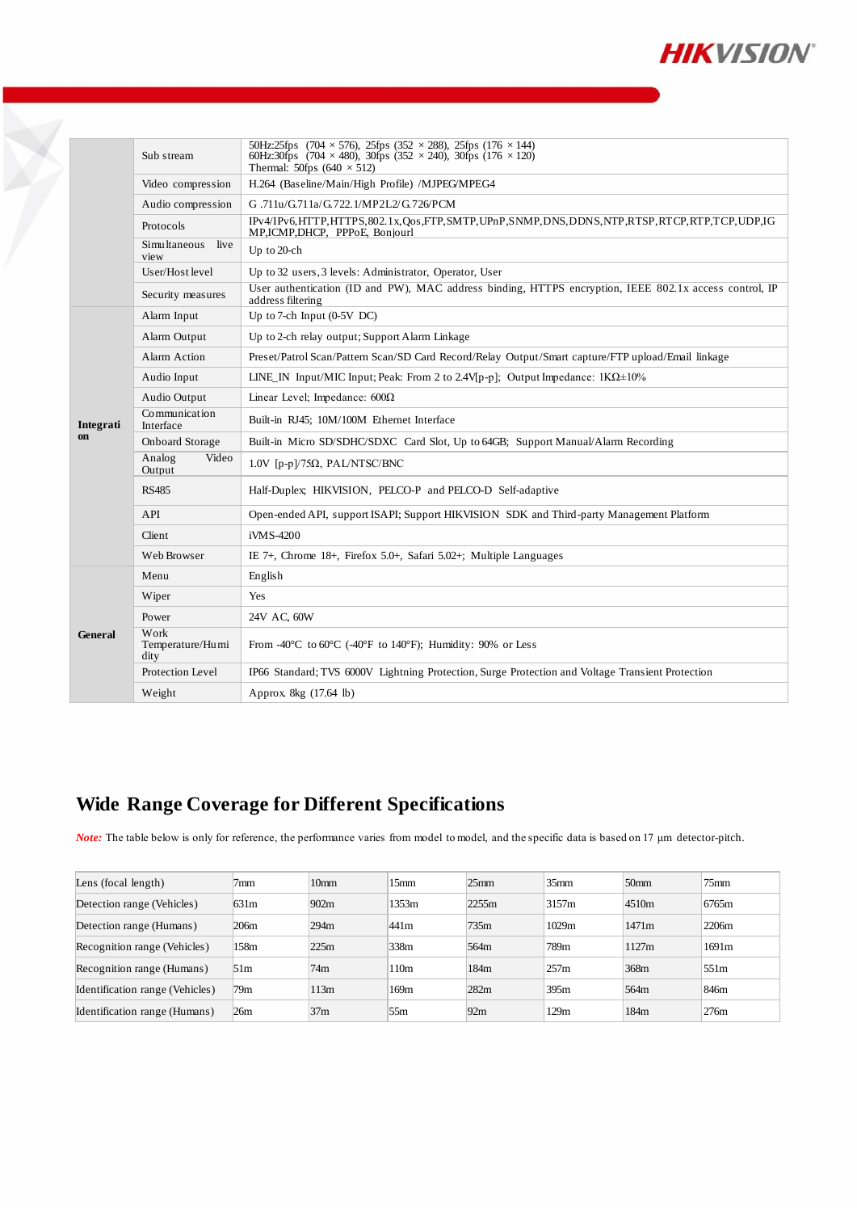| | | |
|---|---|---|
| | Sub stream | 50Hz:25fps (704 × 576), 25fps (352 × 288), 25fps (176 × 144)<br>60Hz:30fps (704 × 480), 30fps (352 × 240), 30fps (176 × 120)<br>Thermal: 50fps (640 × 512) |
| | Video compression | H.264 (Baseline/Main/High Profile) /MJPEG/MPEG4 |
| | Audio compression | G.711u/G.711a/G.722.1/MP2L2/G.726/PCM |
| | Protocols | IPv4/IPv6,HTTP,HTTPS,802.1x,Qos,FTP,SMTP,UPnP,SNMP,DNS,DDNS,NTP,RTSP,RTCP,RTP,TCP,UDP,IGMP,ICMP,DHCP, PPPoE, Bonjourl |
| | Simultaneous live view | Up to 20-ch |
| | User/Host level | Up to 32 users, 3 levels: Administrator, Operator, User |
| | Security measures | User authentication (ID and PW), MAC address binding, HTTPS encryption, IEEE 802.1x access control, IP address filtering |
| **Integration** | Alarm Input | Up to 7-ch Input (0-5V DC) |
| | Alarm Output | Up to 2-ch relay output; Support Alarm Linkage |
| | Alarm Action | Preset/Patrol Scan/Pattern Scan/SD Card Record/Relay Output/Smart capture/FTP upload/Email linkage |
| | Audio Input | LINE_IN Input/MIC Input; Peak: From 2 to 2.4V[p-p]; Output Impedance: 1KΩ±10% |
| | Audio Output | Linear Level; Impedance: 600Ω |
| | Communication Interface | Built-in RJ45; 10M/100M Ethernet Interface |
| | Onboard Storage | Built-in Micro SD/SDHC/SDXC Card Slot, Up to 64GB; Support Manual/Alarm Recording |
| | Analog Video Output | 1.0V [p-p]/75Ω, PAL/NTSC/BNC |
| | RS485 | Half-Duplex; HIKVISION, PELCO-P and PELCO-D Self-adaptive |
| | API | Open-ended API, support ISAPI; Support HIKVISION SDK and Third-party Management Platform |
| | Client | iVMS-4200 |
| | Web Browser | IE 7+, Chrome 18+, Firefox 5.0+, Safari 5.02+; Multiple Languages |
| **General** | Menu | English |
| | Wiper | Yes |
| | Power | 24V AC, 60W |
| | Work Temperature/Humidity | From -40°C to 60°C (-40°F to 140°F); Humidity: 90% or Less |
| | Protection Level | IP66 Standard; TVS 6000V Lightning Protection, Surge Protection and Voltage Transient Protection |
| | Weight | Approx. 8kg (17.64 lb) |

## Wide Range Coverage for Different Specifications

***Note:*** The table below is only for reference, the performance varies from model to model, and the specific data is based on 17 µm detector-pitch.

| Lens (focal length) | 7mm | 10mm | 15mm | 25mm | 35mm | 50mm | 75mm |
|---|---|---|---|---|---|---|---|
| Detection range (Vehicles) | 631m | 902m | 1353m | 2255m | 3157m | 4510m | 6765m |
| Detection range (Humans) | 206m | 294m | 441m | 735m | 1029m | 1471m | 2206m |
| Recognition range (Vehicles) | 158m | 225m | 338m | 564m | 789m | 1127m | 1691m |
| Recognition range (Humans) | 51m | 74m | 110m | 184m | 257m | 368m | 551m |
| Identification range (Vehicles) | 79m | 113m | 169m | 282m | 395m | 564m | 846m |
| Identification range (Humans) | 26m | 37m | 55m | 92m | 129m | 184m | 276m |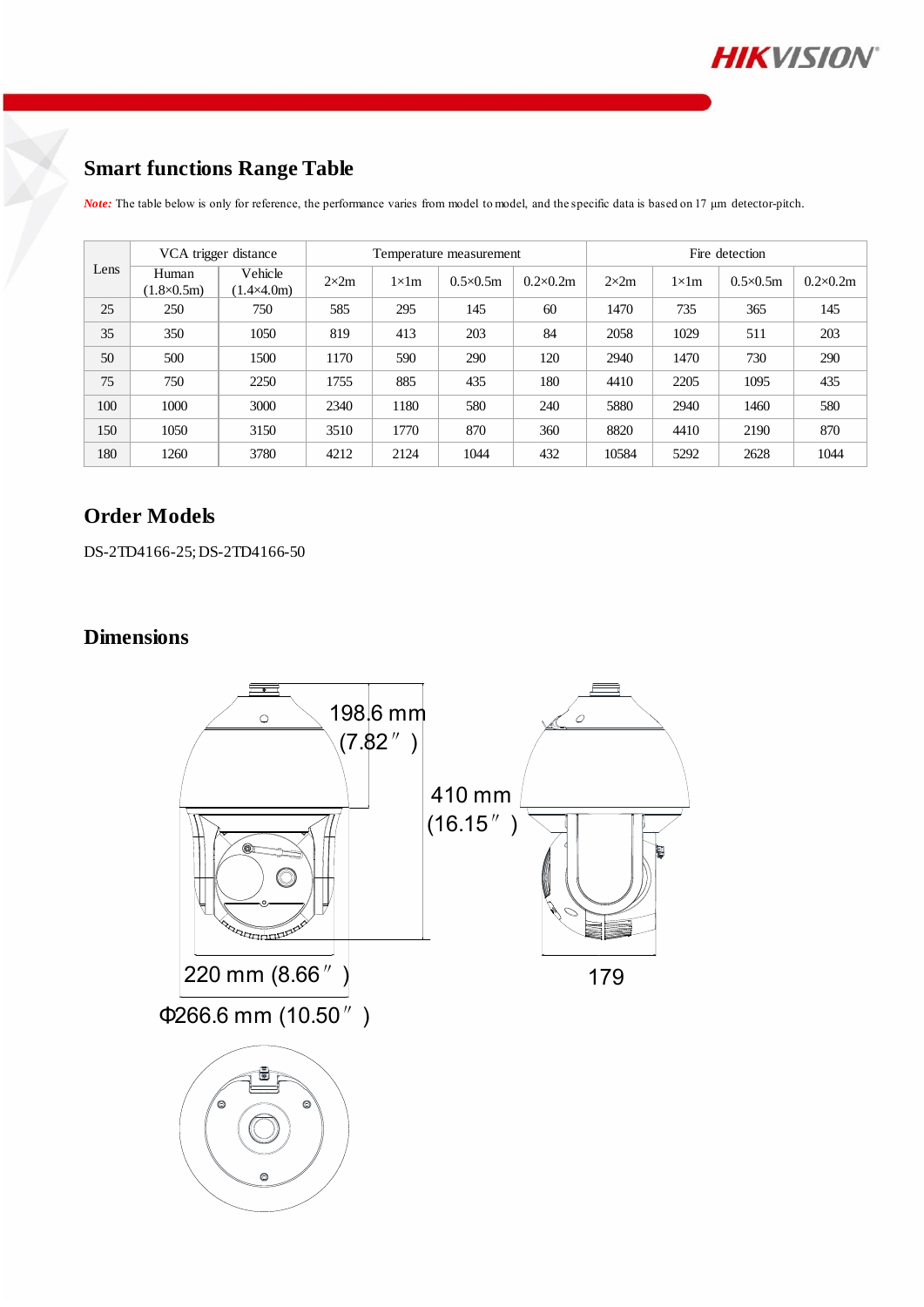## Smart functions Range Table

***Note:*** The table below is only for reference, the performance varies from model to model, and the specific data is based on 17 μm detector-pitch.

| Lens | VCA trigger distance | | Temperature measurement | | | | Fire detection | | | |
|---|---|---|---|---|---|---|---|---|---|---|
| | Human (1.8×0.5m) | Vehicle (1.4×4.0m) | 2×2m | 1×1m | 0.5×0.5m | 0.2×0.2m | 2×2m | 1×1m | 0.5×0.5m | 0.2×0.2m |
| 25 | 250 | 750 | 585 | 295 | 145 | 60 | 1470 | 735 | 365 | 145 |
| 35 | 350 | 1050 | 819 | 413 | 203 | 84 | 2058 | 1029 | 511 | 203 |
| 50 | 500 | 1500 | 1170 | 590 | 290 | 120 | 2940 | 1470 | 730 | 290 |
| 75 | 750 | 2250 | 1755 | 885 | 435 | 180 | 4410 | 2205 | 1095 | 435 |
| 100 | 1000 | 3000 | 2340 | 1180 | 580 | 240 | 5880 | 2940 | 1460 | 580 |
| 150 | 1050 | 3150 | 3510 | 1770 | 870 | 360 | 8820 | 4410 | 2190 | 870 |
| 180 | 1260 | 3780 | 4212 | 2124 | 1044 | 432 | 10584 | 5292 | 2628 | 1044 |

## Order Models

DS-2TD4166-25; DS-2TD4166-50

## Dimensions

198.6 mm (7.82″)

410 mm (16.15″)

220 mm (8.66″)

Φ266.6 mm (10.50″)

179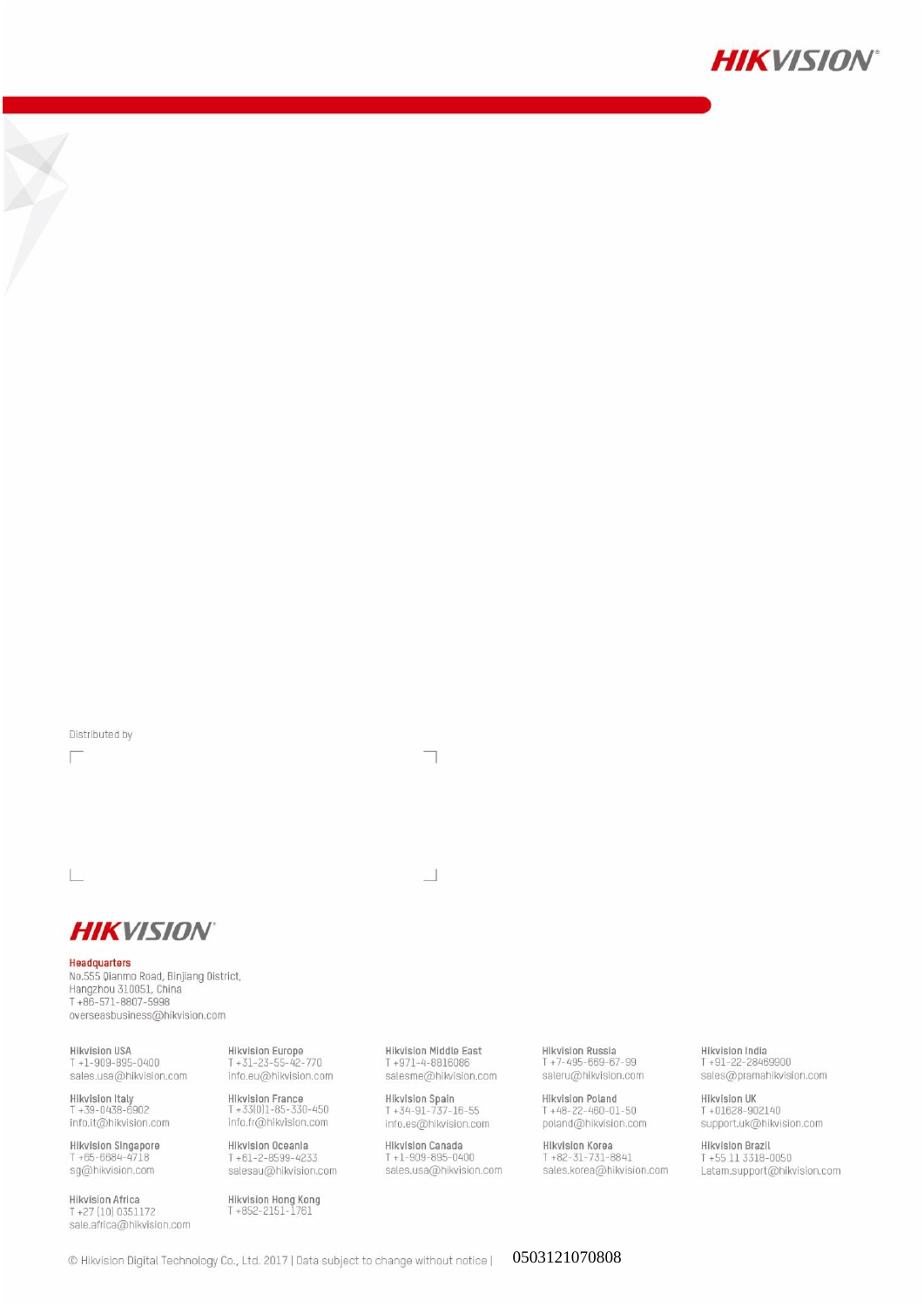Distributed by

**HIKVISION**

**Headquarters**
No.555 Qianmo Road, Binjiang District,
Hangzhou 310051, China
T +86-571-8807-5998
overseasbusiness@hikvision.com

**Hikvision USA**
T +1-909-895-0400
sales.usa@hikvision.com

**Hikvision Italy**
T +39-0438-6902
info.it@hikvision.com

**Hikvision Singapore**
T +65-6684-4718
sg@hikvision.com

**Hikvision Africa**
T +27 (10) 0351172
sale.africa@hikvision.com

**Hikvision Europe**
T +31-23-55-42-770
info.eu@hikvision.com

**Hikvision France**
T +33(0)1-85-330-450
info.fr@hikvision.com

**Hikvision Oceania**
T +61-2-8599-4233
salesau@hikvision.com

**Hikvision Hong Kong**
T +852-2151-1761

**Hikvision Middle East**
T +971-4-8816086
salesme@hikvision.com

**Hikvision Spain**
T +34-91-737-16-55
info.es@hikvision.com

**Hikvision Canada**
T +1-909-895-0400
sales.usa@hikvision.com

**Hikvision Russia**
T +7-495-669-67-99
saleru@hikvision.com

**Hikvision Poland**
T +48-22-460-01-50
poland@hikvision.com

**Hikvision Korea**
T +82-31-731-8841
sales.korea@hikvision.com

**Hikvision India**
T +91-22-28469900
sales@pramahikvision.com

**Hikvision UK**
T +01628-902140
support.uk@hikvision.com

**Hikvision Brazil**
T +55 11 3318-0050
Latam.support@hikvision.com

© Hikvision Digital Technology Co., Ltd. 2017 | Data subject to change without notice | 0503121070808